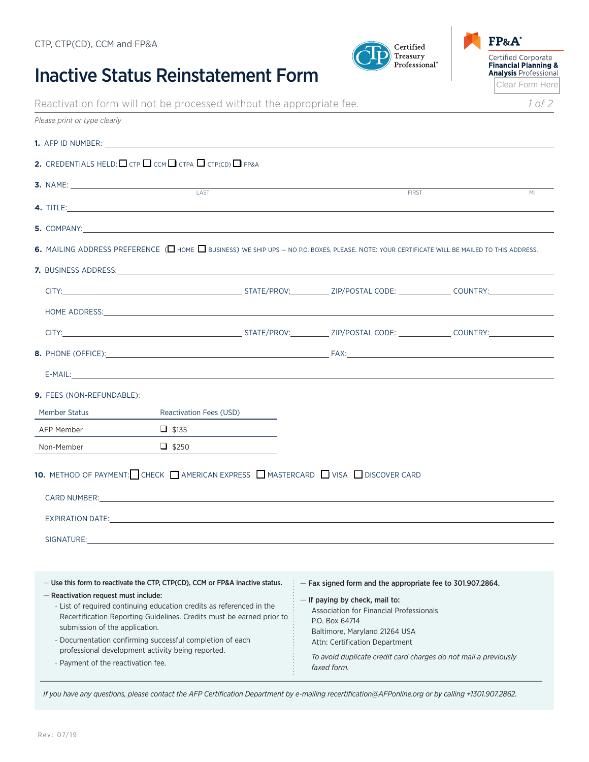CTP, CTP(CD), CCM and FP&A

# Inactive Status Reinstatement Form

Certified Treasury Professional®

FP&A® Certified Corporate **Financial Planning & Analysis** Professional

Clear Form Here

Reactivation form will not be processed without the appropriate fee.

*Please print or type clearly*

**1.** AFP ID NUMBER: ____________________

**2.** CREDENTIALS HELD: ☐ CTP ☐ CCM ☐ CTPA ☐ CTP(CD) ☐ FP&A

**3.** NAME: ____________________ (LAST) ____________________ (FIRST) ______ (MI)

**4.** TITLE: ____________________

**5.** COMPANY: ____________________

**6.** MAILING ADDRESS PREFERENCE (☐ HOME ☐ BUSINESS) WE SHIP UPS — NO P.O. BOXES, PLEASE. NOTE: YOUR CERTIFICATE WILL BE MAILED TO THIS ADDRESS.

**7.** BUSINESS ADDRESS: ____________________

CITY: __________ STATE/PROV: __________ ZIP/POSTAL CODE: __________ COUNTRY: __________

HOME ADDRESS: ____________________

CITY: __________ STATE/PROV: __________ ZIP/POSTAL CODE: __________ COUNTRY: __________

**8.** PHONE (OFFICE): ____________________ FAX: ____________________

E-MAIL: ____________________

**9.** FEES (NON-REFUNDABLE):

| Member Status | Reactivation Fees (USD) |
|---|---|
| AFP Member | ☐ $135 |
| Non-Member | ☐ $250 |

**10.** METHOD OF PAYMENT: ☐ CHECK ☐ AMERICAN EXPRESS ☐ MASTERCARD ☐ VISA ☐ DISCOVER CARD

CARD NUMBER: ____________________

EXPIRATION DATE: ____________________

SIGNATURE: ____________________

— **Use this form to reactivate the CTP, CTP(CD), CCM or FP&A inactive status.**

— **Reactivation request must include:**

- List of required continuing education credits as referenced in the Recertification Reporting Guidelines. Credits must be earned prior to submission of the application.
- Documentation confirming successful completion of each professional development activity being reported.
- Payment of the reactivation fee.

— **Fax signed form and the appropriate fee to 301.907.2864.**

— **If paying by check, mail to:**

Association for Financial Professionals
P.O. Box 64714
Baltimore, Maryland 21264 USA
Attn: Certification Department

*To avoid duplicate credit card charges do not mail a previously faxed form.*

*If you have any questions, please contact the AFP Certification Department by e-mailing recertification@AFPonline.org or by calling +1301.907.2862.*

Rev: 07/19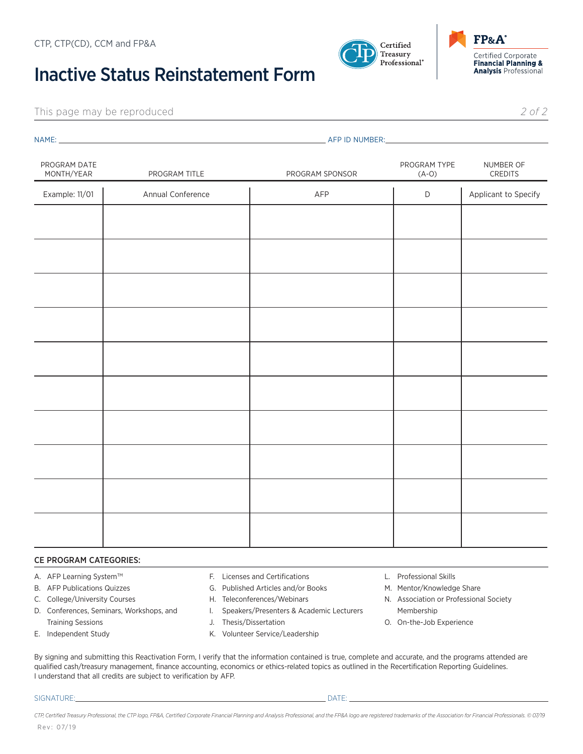CTP, CTP(CD), CCM and FP&A

# Inactive Status Reinstatement Form

Certified Treasury Professional®

FP&A® Certified Corporate **Financial Planning & Analysis** Professional

This page may be reproduced

NAME: ______________________________ AFP ID NUMBER: ______________________________

| PROGRAM DATE MONTH/YEAR | PROGRAM TITLE | PROGRAM SPONSOR | PROGRAM TYPE (A-O) | NUMBER OF CREDITS |
|---|---|---|---|---|
| Example: 11/01 | Annual Conference | AFP | D | Applicant to Specify |
| | | | | |
| | | | | |
| | | | | |
| | | | | |
| | | | | |
| | | | | |
| | | | | |
| | | | | |
| | | | | |
| | | | | |

### CE PROGRAM CATEGORIES:

A. AFP Learning System™
B. AFP Publications Quizzes
C. College/University Courses
D. Conferences, Seminars, Workshops, and Training Sessions
E. Independent Study
F. Licenses and Certifications
G. Published Articles and/or Books
H. Teleconferences/Webinars
I. Speakers/Presenters & Academic Lecturers
J. Thesis/Dissertation
K. Volunteer Service/Leadership
L. Professional Skills
M. Mentor/Knowledge Share
N. Association or Professional Society Membership
O. On-the-Job Experience

By signing and submitting this Reactivation Form, I verify that the information contained is true, complete and accurate, and the programs attended are qualified cash/treasury management, finance accounting, economics or ethics-related topics as outlined in the Recertification Reporting Guidelines. I understand that all credits are subject to verification by AFP.

SIGNATURE: ______________________________ DATE: ______________________________

*CTP, Certified Treasury Professional, the CTP logo, FP&A, Certified Corporate Financial Planning and Analysis Professional, and the FP&A logo are registered trademarks of the Association for Financial Professionals. © 07/19*

Rev: 07/19